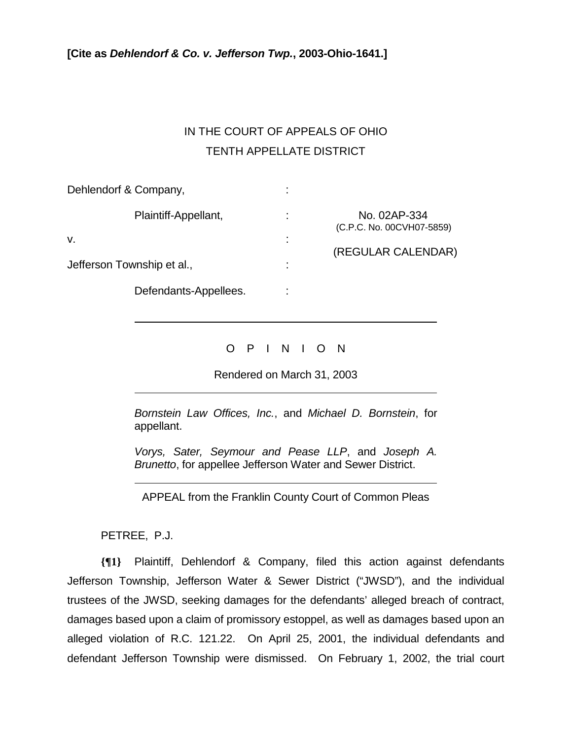**[Cite as *Dehlendorf & Co. v. Jefferson Twp.*, 2003-Ohio-1641.]**

IN THE COURT OF APPEALS OF OHIO

TENTH APPELLATE DISTRICT

| | | |
|---|---|---|
| Dehlendorf & Company, | : | |
| Plaintiff-Appellant, | : | No. 02AP-334 (C.P.C. No. 00CVH07-5859) |
| v. | : | (REGULAR CALENDAR) |
| Jefferson Township et al., | : | |
| Defendants-Appellees. | : | |

O P I N I O N

Rendered on March 31, 2003

*Bornstein Law Offices, Inc.*, and *Michael D. Bornstein*, for appellant.

*Vorys, Sater, Seymour and Pease LLP*, and *Joseph A. Brunetto*, for appellee Jefferson Water and Sewer District.

APPEAL from the Franklin County Court of Common Pleas

PETREE, P.J.

**{¶1}** Plaintiff, Dehlendorf & Company, filed this action against defendants Jefferson Township, Jefferson Water & Sewer District ("JWSD"), and the individual trustees of the JWSD, seeking damages for the defendants' alleged breach of contract, damages based upon a claim of promissory estoppel, as well as damages based upon an alleged violation of R.C. 121.22. On April 25, 2001, the individual defendants and defendant Jefferson Township were dismissed. On February 1, 2002, the trial court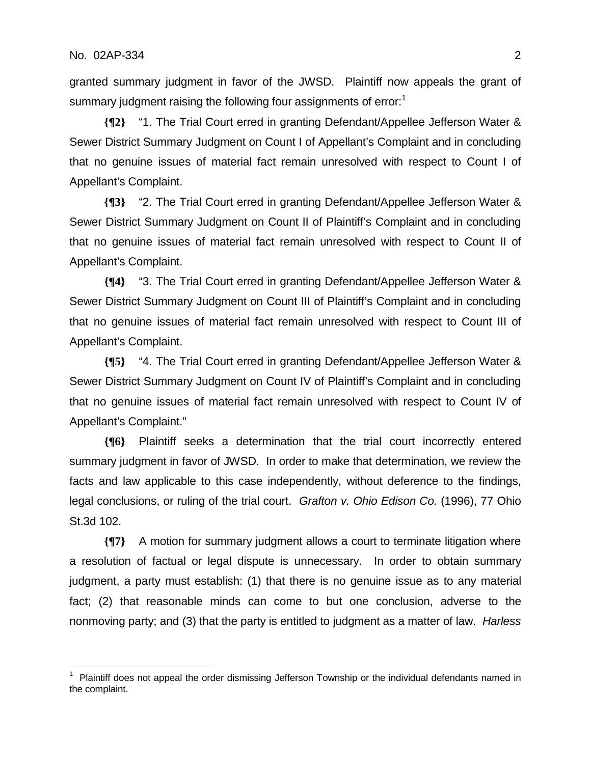granted summary judgment in favor of the JWSD. Plaintiff now appeals the grant of summary judgment raising the following four assignments of error:[1]

**{¶2}** "1. The Trial Court erred in granting Defendant/Appellee Jefferson Water & Sewer District Summary Judgment on Count I of Appellant's Complaint and in concluding that no genuine issues of material fact remain unresolved with respect to Count I of Appellant's Complaint.

**{¶3}** "2. The Trial Court erred in granting Defendant/Appellee Jefferson Water & Sewer District Summary Judgment on Count II of Plaintiff's Complaint and in concluding that no genuine issues of material fact remain unresolved with respect to Count II of Appellant's Complaint.

**{¶4}** "3. The Trial Court erred in granting Defendant/Appellee Jefferson Water & Sewer District Summary Judgment on Count III of Plaintiff's Complaint and in concluding that no genuine issues of material fact remain unresolved with respect to Count III of Appellant's Complaint.

**{¶5}** "4. The Trial Court erred in granting Defendant/Appellee Jefferson Water & Sewer District Summary Judgment on Count IV of Plaintiff's Complaint and in concluding that no genuine issues of material fact remain unresolved with respect to Count IV of Appellant's Complaint."

**{¶6}** Plaintiff seeks a determination that the trial court incorrectly entered summary judgment in favor of JWSD. In order to make that determination, we review the facts and law applicable to this case independently, without deference to the findings, legal conclusions, or ruling of the trial court. *Grafton v. Ohio Edison Co.* (1996), 77 Ohio St.3d 102.

**{¶7}** A motion for summary judgment allows a court to terminate litigation where a resolution of factual or legal dispute is unnecessary. In order to obtain summary judgment, a party must establish: (1) that there is no genuine issue as to any material fact; (2) that reasonable minds can come to but one conclusion, adverse to the nonmoving party; and (3) that the party is entitled to judgment as a matter of law. *Harless*

---

[1] Plaintiff does not appeal the order dismissing Jefferson Township or the individual defendants named in the complaint.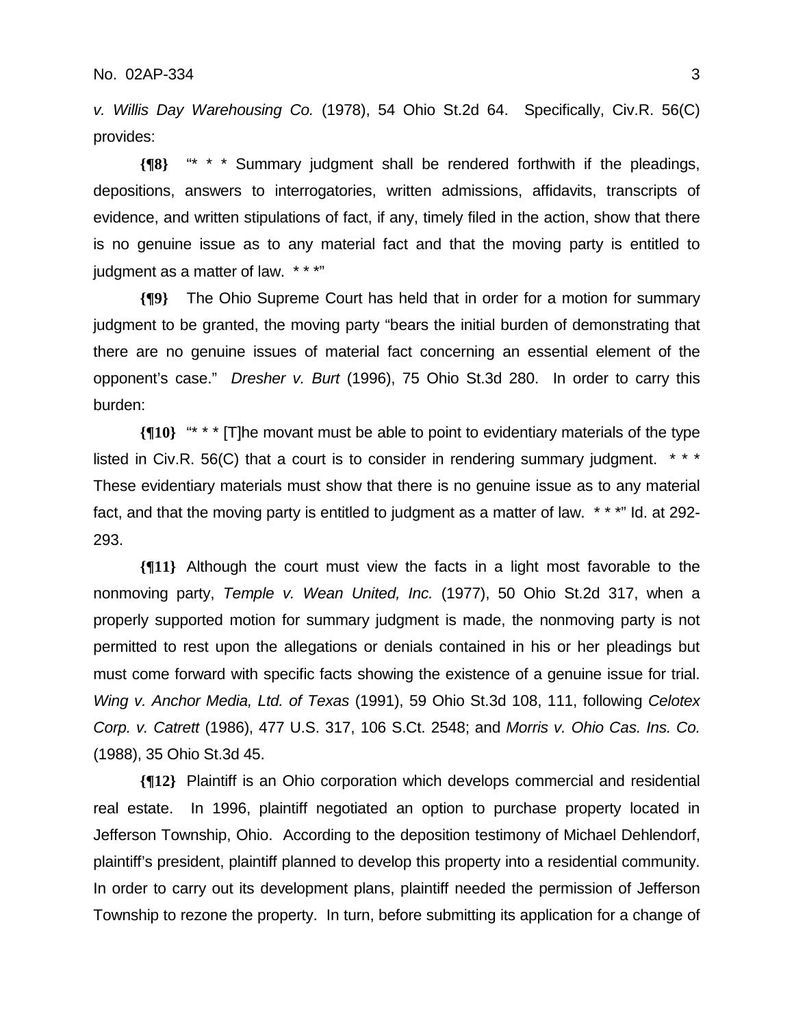*v. Willis Day Warehousing Co.* (1978), 54 Ohio St.2d 64. Specifically, Civ.R. 56(C) provides:

**{¶8}** "* * * Summary judgment shall be rendered forthwith if the pleadings, depositions, answers to interrogatories, written admissions, affidavits, transcripts of evidence, and written stipulations of fact, if any, timely filed in the action, show that there is no genuine issue as to any material fact and that the moving party is entitled to judgment as a matter of law. * * *"

**{¶9}** The Ohio Supreme Court has held that in order for a motion for summary judgment to be granted, the moving party "bears the initial burden of demonstrating that there are no genuine issues of material fact concerning an essential element of the opponent's case." *Dresher v. Burt* (1996), 75 Ohio St.3d 280. In order to carry this burden:

**{¶10}** "* * * [T]he movant must be able to point to evidentiary materials of the type listed in Civ.R. 56(C) that a court is to consider in rendering summary judgment. * * * These evidentiary materials must show that there is no genuine issue as to any material fact, and that the moving party is entitled to judgment as a matter of law. * * *" Id. at 292-293.

**{¶11}** Although the court must view the facts in a light most favorable to the nonmoving party, *Temple v. Wean United, Inc.* (1977), 50 Ohio St.2d 317, when a properly supported motion for summary judgment is made, the nonmoving party is not permitted to rest upon the allegations or denials contained in his or her pleadings but must come forward with specific facts showing the existence of a genuine issue for trial. *Wing v. Anchor Media, Ltd. of Texas* (1991), 59 Ohio St.3d 108, 111, following *Celotex Corp. v. Catrett* (1986), 477 U.S. 317, 106 S.Ct. 2548; and *Morris v. Ohio Cas. Ins. Co.* (1988), 35 Ohio St.3d 45.

**{¶12}** Plaintiff is an Ohio corporation which develops commercial and residential real estate. In 1996, plaintiff negotiated an option to purchase property located in Jefferson Township, Ohio. According to the deposition testimony of Michael Dehlendorf, plaintiff's president, plaintiff planned to develop this property into a residential community. In order to carry out its development plans, plaintiff needed the permission of Jefferson Township to rezone the property. In turn, before submitting its application for a change of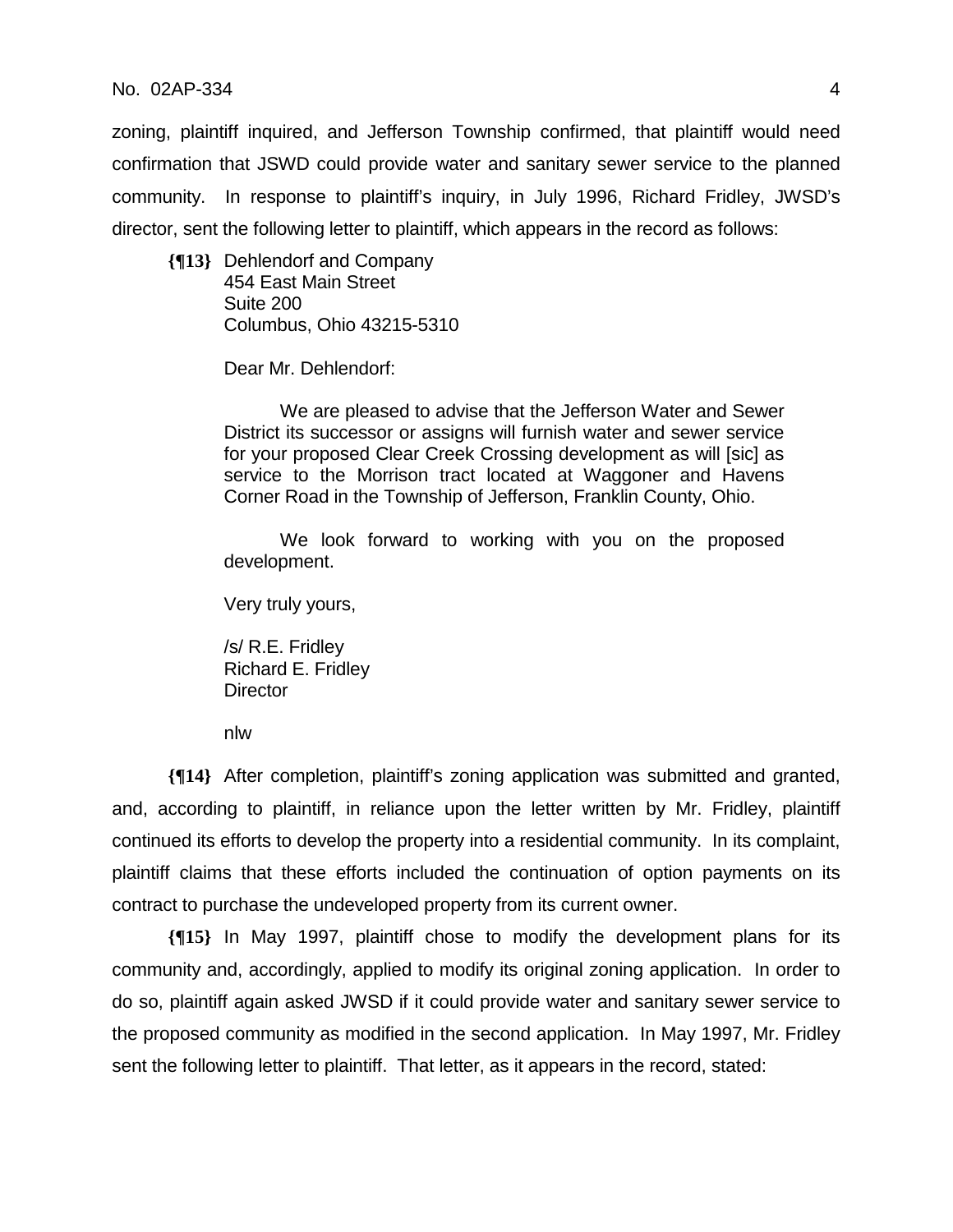zoning, plaintiff inquired, and Jefferson Township confirmed, that plaintiff would need confirmation that JSWD could provide water and sanitary sewer service to the planned community. In response to plaintiff's inquiry, in July 1996, Richard Fridley, JWSD's director, sent the following letter to plaintiff, which appears in the record as follows:

> **{¶13}** Dehlendorf and Company
> 454 East Main Street
> Suite 200
> Columbus, Ohio 43215-5310
>
> Dear Mr. Dehlendorf:
>
> We are pleased to advise that the Jefferson Water and Sewer District its successor or assigns will furnish water and sewer service for your proposed Clear Creek Crossing development as will [sic] as service to the Morrison tract located at Waggoner and Havens Corner Road in the Township of Jefferson, Franklin County, Ohio.
>
> We look forward to working with you on the proposed development.
>
> Very truly yours,
>
> /s/ R.E. Fridley
> Richard E. Fridley
> Director
>
> nlw

**{¶14}** After completion, plaintiff's zoning application was submitted and granted, and, according to plaintiff, in reliance upon the letter written by Mr. Fridley, plaintiff continued its efforts to develop the property into a residential community. In its complaint, plaintiff claims that these efforts included the continuation of option payments on its contract to purchase the undeveloped property from its current owner.

**{¶15}** In May 1997, plaintiff chose to modify the development plans for its community and, accordingly, applied to modify its original zoning application. In order to do so, plaintiff again asked JWSD if it could provide water and sanitary sewer service to the proposed community as modified in the second application. In May 1997, Mr. Fridley sent the following letter to plaintiff. That letter, as it appears in the record, stated: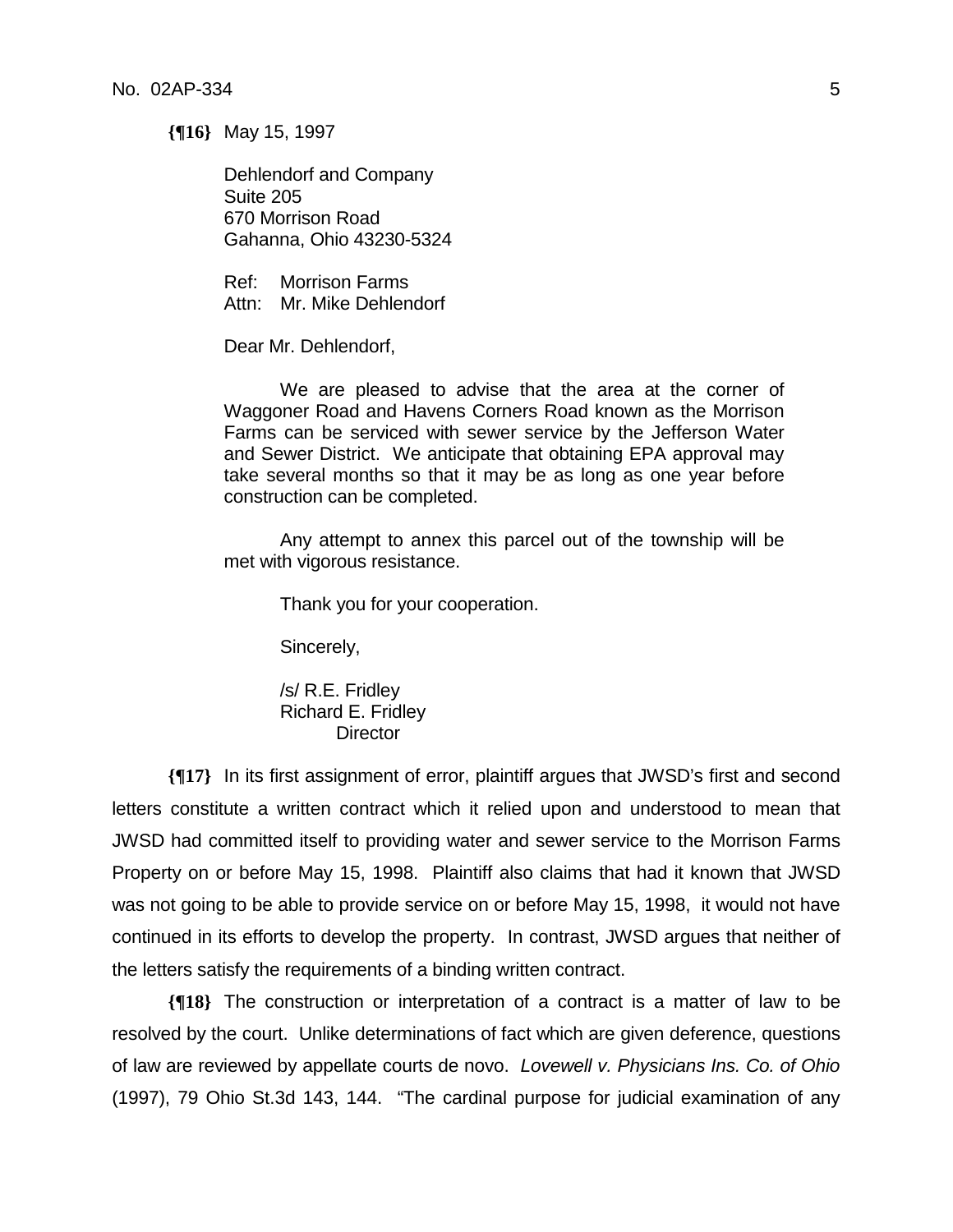**{¶16}** May 15, 1997

Dehlendorf and Company
Suite 205
670 Morrison Road
Gahanna, Ohio 43230-5324

Ref: Morrison Farms
Attn: Mr. Mike Dehlendorf

Dear Mr. Dehlendorf,

We are pleased to advise that the area at the corner of Waggoner Road and Havens Corners Road known as the Morrison Farms can be serviced with sewer service by the Jefferson Water and Sewer District. We anticipate that obtaining EPA approval may take several months so that it may be as long as one year before construction can be completed.

Any attempt to annex this parcel out of the township will be met with vigorous resistance.

Thank you for your cooperation.

Sincerely,

/s/ R.E. Fridley
Richard E. Fridley
Director

**{¶17}** In its first assignment of error, plaintiff argues that JWSD's first and second letters constitute a written contract which it relied upon and understood to mean that JWSD had committed itself to providing water and sewer service to the Morrison Farms Property on or before May 15, 1998. Plaintiff also claims that had it known that JWSD was not going to be able to provide service on or before May 15, 1998, it would not have continued in its efforts to develop the property. In contrast, JWSD argues that neither of the letters satisfy the requirements of a binding written contract.

**{¶18}** The construction or interpretation of a contract is a matter of law to be resolved by the court. Unlike determinations of fact which are given deference, questions of law are reviewed by appellate courts de novo. *Lovewell v. Physicians Ins. Co. of Ohio* (1997), 79 Ohio St.3d 143, 144. "The cardinal purpose for judicial examination of any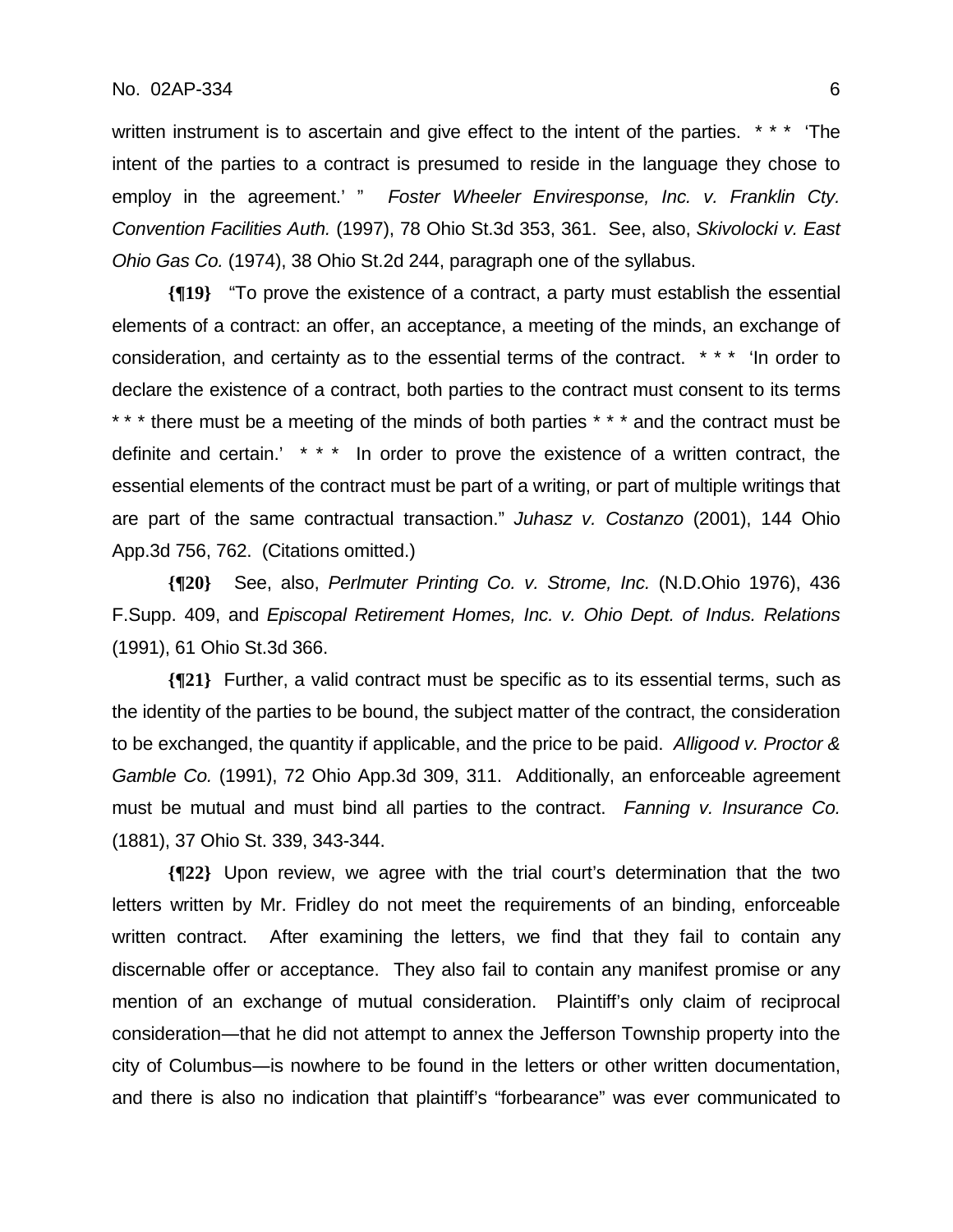written instrument is to ascertain and give effect to the intent of the parties. * * * 'The intent of the parties to a contract is presumed to reside in the language they chose to employ in the agreement.' " *Foster Wheeler Enviresponse, Inc. v. Franklin Cty. Convention Facilities Auth.* (1997), 78 Ohio St.3d 353, 361. See, also, *Skivolocki v. East Ohio Gas Co.* (1974), 38 Ohio St.2d 244, paragraph one of the syllabus.

**{¶19}** "To prove the existence of a contract, a party must establish the essential elements of a contract: an offer, an acceptance, a meeting of the minds, an exchange of consideration, and certainty as to the essential terms of the contract. * * * 'In order to declare the existence of a contract, both parties to the contract must consent to its terms * * * there must be a meeting of the minds of both parties * * * and the contract must be definite and certain.' * * * In order to prove the existence of a written contract, the essential elements of the contract must be part of a writing, or part of multiple writings that are part of the same contractual transaction." *Juhasz v. Costanzo* (2001), 144 Ohio App.3d 756, 762. (Citations omitted.)

**{¶20}** See, also, *Perlmuter Printing Co. v. Strome, Inc.* (N.D.Ohio 1976), 436 F.Supp. 409, and *Episcopal Retirement Homes, Inc. v. Ohio Dept. of Indus. Relations* (1991), 61 Ohio St.3d 366.

**{¶21}** Further, a valid contract must be specific as to its essential terms, such as the identity of the parties to be bound, the subject matter of the contract, the consideration to be exchanged, the quantity if applicable, and the price to be paid. *Alligood v. Proctor & Gamble Co.* (1991), 72 Ohio App.3d 309, 311. Additionally, an enforceable agreement must be mutual and must bind all parties to the contract. *Fanning v. Insurance Co.* (1881), 37 Ohio St. 339, 343-344.

**{¶22}** Upon review, we agree with the trial court's determination that the two letters written by Mr. Fridley do not meet the requirements of an binding, enforceable written contract. After examining the letters, we find that they fail to contain any discernable offer or acceptance. They also fail to contain any manifest promise or any mention of an exchange of mutual consideration. Plaintiff's only claim of reciprocal consideration—that he did not attempt to annex the Jefferson Township property into the city of Columbus—is nowhere to be found in the letters or other written documentation, and there is also no indication that plaintiff's "forbearance" was ever communicated to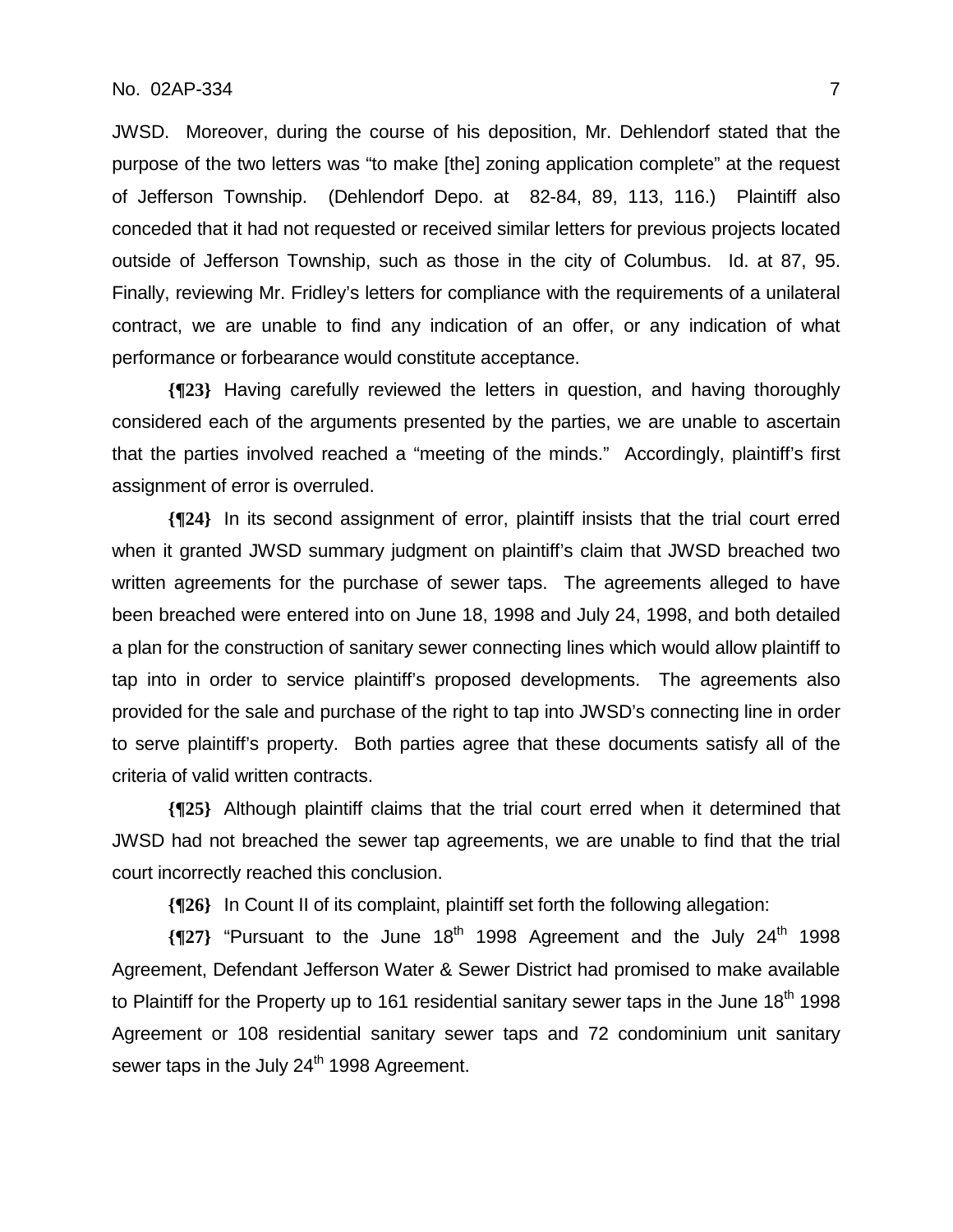JWSD. Moreover, during the course of his deposition, Mr. Dehlendorf stated that the purpose of the two letters was "to make [the] zoning application complete" at the request of Jefferson Township. (Dehlendorf Depo. at 82-84, 89, 113, 116.) Plaintiff also conceded that it had not requested or received similar letters for previous projects located outside of Jefferson Township, such as those in the city of Columbus. Id. at 87, 95. Finally, reviewing Mr. Fridley's letters for compliance with the requirements of a unilateral contract, we are unable to find any indication of an offer, or any indication of what performance or forbearance would constitute acceptance.

**{¶23}** Having carefully reviewed the letters in question, and having thoroughly considered each of the arguments presented by the parties, we are unable to ascertain that the parties involved reached a "meeting of the minds." Accordingly, plaintiff's first assignment of error is overruled.

**{¶24}** In its second assignment of error, plaintiff insists that the trial court erred when it granted JWSD summary judgment on plaintiff's claim that JWSD breached two written agreements for the purchase of sewer taps. The agreements alleged to have been breached were entered into on June 18, 1998 and July 24, 1998, and both detailed a plan for the construction of sanitary sewer connecting lines which would allow plaintiff to tap into in order to service plaintiff's proposed developments. The agreements also provided for the sale and purchase of the right to tap into JWSD's connecting line in order to serve plaintiff's property. Both parties agree that these documents satisfy all of the criteria of valid written contracts.

**{¶25}** Although plaintiff claims that the trial court erred when it determined that JWSD had not breached the sewer tap agreements, we are unable to find that the trial court incorrectly reached this conclusion.

**{¶26}** In Count II of its complaint, plaintiff set forth the following allegation:

**{¶27}** "Pursuant to the June 18th 1998 Agreement and the July 24th 1998 Agreement, Defendant Jefferson Water & Sewer District had promised to make available to Plaintiff for the Property up to 161 residential sanitary sewer taps in the June 18th 1998 Agreement or 108 residential sanitary sewer taps and 72 condominium unit sanitary sewer taps in the July 24th 1998 Agreement.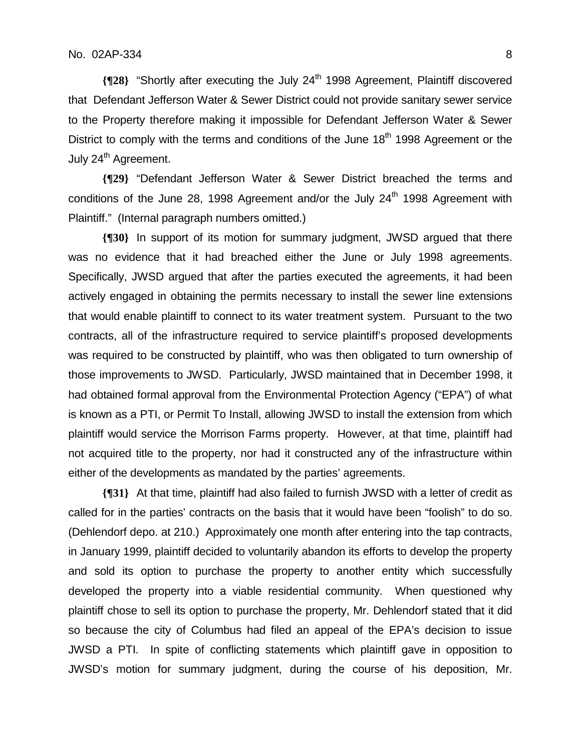**{¶28}** "Shortly after executing the July 24th 1998 Agreement, Plaintiff discovered that Defendant Jefferson Water & Sewer District could not provide sanitary sewer service to the Property therefore making it impossible for Defendant Jefferson Water & Sewer District to comply with the terms and conditions of the June 18th 1998 Agreement or the July 24th Agreement.

**{¶29}** "Defendant Jefferson Water & Sewer District breached the terms and conditions of the June 28, 1998 Agreement and/or the July 24th 1998 Agreement with Plaintiff." (Internal paragraph numbers omitted.)

**{¶30}** In support of its motion for summary judgment, JWSD argued that there was no evidence that it had breached either the June or July 1998 agreements. Specifically, JWSD argued that after the parties executed the agreements, it had been actively engaged in obtaining the permits necessary to install the sewer line extensions that would enable plaintiff to connect to its water treatment system. Pursuant to the two contracts, all of the infrastructure required to service plaintiff's proposed developments was required to be constructed by plaintiff, who was then obligated to turn ownership of those improvements to JWSD. Particularly, JWSD maintained that in December 1998, it had obtained formal approval from the Environmental Protection Agency ("EPA") of what is known as a PTI, or Permit To Install, allowing JWSD to install the extension from which plaintiff would service the Morrison Farms property. However, at that time, plaintiff had not acquired title to the property, nor had it constructed any of the infrastructure within either of the developments as mandated by the parties' agreements.

**{¶31}** At that time, plaintiff had also failed to furnish JWSD with a letter of credit as called for in the parties' contracts on the basis that it would have been "foolish" to do so. (Dehlendorf depo. at 210.) Approximately one month after entering into the tap contracts, in January 1999, plaintiff decided to voluntarily abandon its efforts to develop the property and sold its option to purchase the property to another entity which successfully developed the property into a viable residential community. When questioned why plaintiff chose to sell its option to purchase the property, Mr. Dehlendorf stated that it did so because the city of Columbus had filed an appeal of the EPA's decision to issue JWSD a PTI. In spite of conflicting statements which plaintiff gave in opposition to JWSD's motion for summary judgment, during the course of his deposition, Mr.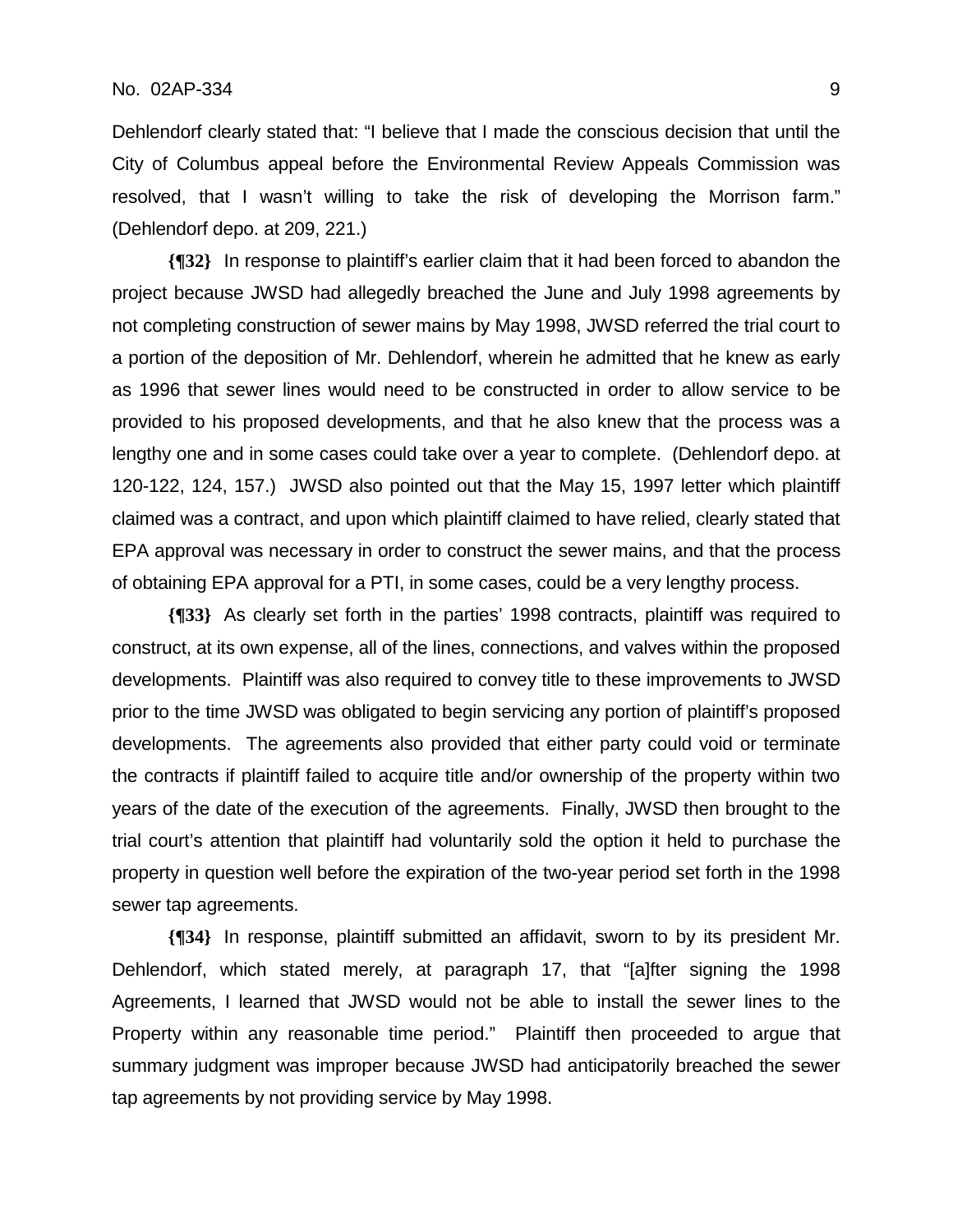Dehlendorf clearly stated that: "I believe that I made the conscious decision that until the City of Columbus appeal before the Environmental Review Appeals Commission was resolved, that I wasn't willing to take the risk of developing the Morrison farm." (Dehlendorf depo. at 209, 221.)

**{¶32}** In response to plaintiff's earlier claim that it had been forced to abandon the project because JWSD had allegedly breached the June and July 1998 agreements by not completing construction of sewer mains by May 1998, JWSD referred the trial court to a portion of the deposition of Mr. Dehlendorf, wherein he admitted that he knew as early as 1996 that sewer lines would need to be constructed in order to allow service to be provided to his proposed developments, and that he also knew that the process was a lengthy one and in some cases could take over a year to complete. (Dehlendorf depo. at 120-122, 124, 157.) JWSD also pointed out that the May 15, 1997 letter which plaintiff claimed was a contract, and upon which plaintiff claimed to have relied, clearly stated that EPA approval was necessary in order to construct the sewer mains, and that the process of obtaining EPA approval for a PTI, in some cases, could be a very lengthy process.

**{¶33}** As clearly set forth in the parties' 1998 contracts, plaintiff was required to construct, at its own expense, all of the lines, connections, and valves within the proposed developments. Plaintiff was also required to convey title to these improvements to JWSD prior to the time JWSD was obligated to begin servicing any portion of plaintiff's proposed developments. The agreements also provided that either party could void or terminate the contracts if plaintiff failed to acquire title and/or ownership of the property within two years of the date of the execution of the agreements. Finally, JWSD then brought to the trial court's attention that plaintiff had voluntarily sold the option it held to purchase the property in question well before the expiration of the two-year period set forth in the 1998 sewer tap agreements.

**{¶34}** In response, plaintiff submitted an affidavit, sworn to by its president Mr. Dehlendorf, which stated merely, at paragraph 17, that "[a]fter signing the 1998 Agreements, I learned that JWSD would not be able to install the sewer lines to the Property within any reasonable time period." Plaintiff then proceeded to argue that summary judgment was improper because JWSD had anticipatorily breached the sewer tap agreements by not providing service by May 1998.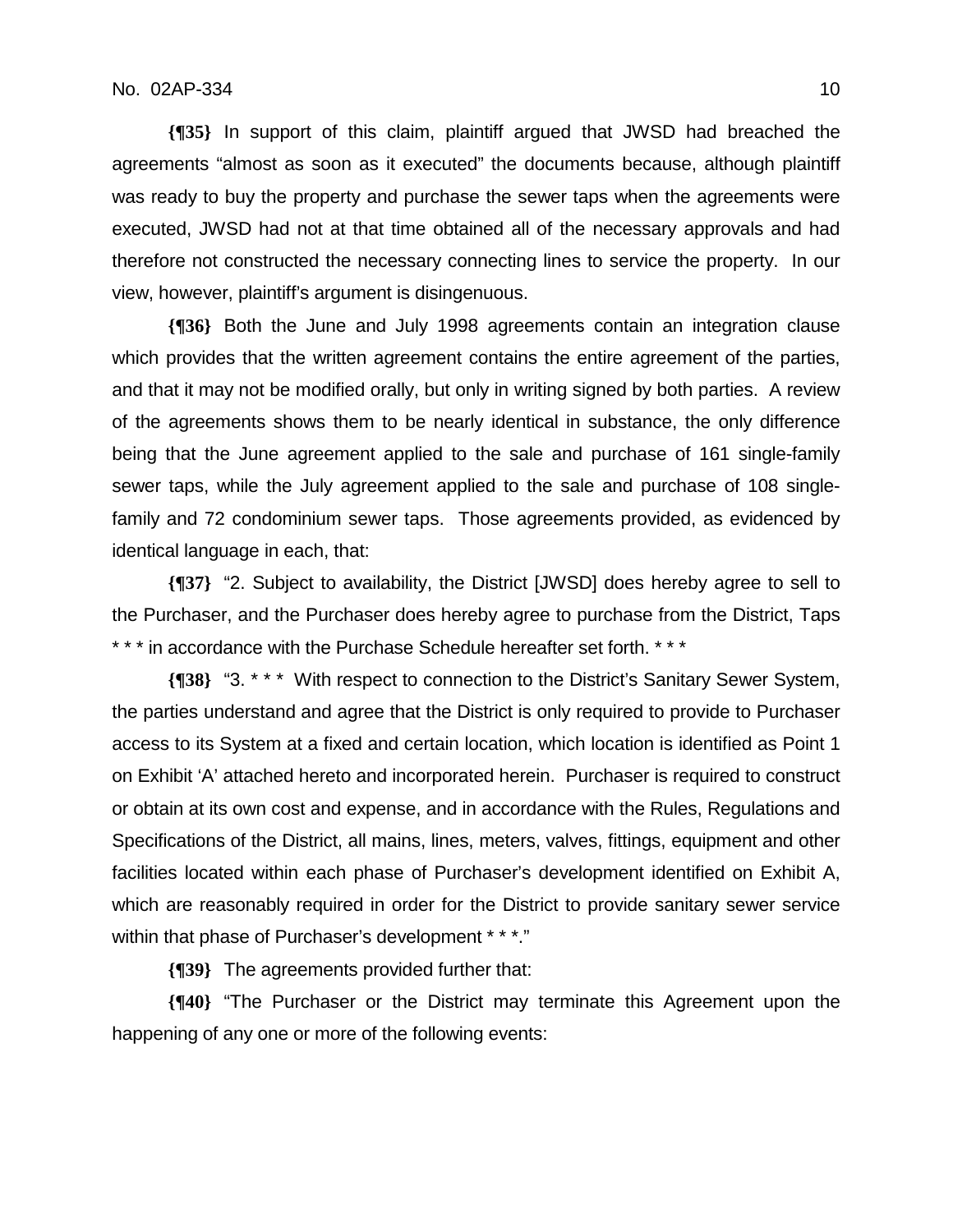**{¶35}** In support of this claim, plaintiff argued that JWSD had breached the agreements "almost as soon as it executed" the documents because, although plaintiff was ready to buy the property and purchase the sewer taps when the agreements were executed, JWSD had not at that time obtained all of the necessary approvals and had therefore not constructed the necessary connecting lines to service the property. In our view, however, plaintiff's argument is disingenuous.

**{¶36}** Both the June and July 1998 agreements contain an integration clause which provides that the written agreement contains the entire agreement of the parties, and that it may not be modified orally, but only in writing signed by both parties. A review of the agreements shows them to be nearly identical in substance, the only difference being that the June agreement applied to the sale and purchase of 161 single-family sewer taps, while the July agreement applied to the sale and purchase of 108 single-family and 72 condominium sewer taps. Those agreements provided, as evidenced by identical language in each, that:

**{¶37}** "2. Subject to availability, the District [JWSD] does hereby agree to sell to the Purchaser, and the Purchaser does hereby agree to purchase from the District, Taps * * * in accordance with the Purchase Schedule hereafter set forth. * * *

**{¶38}** "3. * * * With respect to connection to the District's Sanitary Sewer System, the parties understand and agree that the District is only required to provide to Purchaser access to its System at a fixed and certain location, which location is identified as Point 1 on Exhibit 'A' attached hereto and incorporated herein. Purchaser is required to construct or obtain at its own cost and expense, and in accordance with the Rules, Regulations and Specifications of the District, all mains, lines, meters, valves, fittings, equipment and other facilities located within each phase of Purchaser's development identified on Exhibit A, which are reasonably required in order for the District to provide sanitary sewer service within that phase of Purchaser's development * * *."

**{¶39}** The agreements provided further that:

**{¶40}** "The Purchaser or the District may terminate this Agreement upon the happening of any one or more of the following events: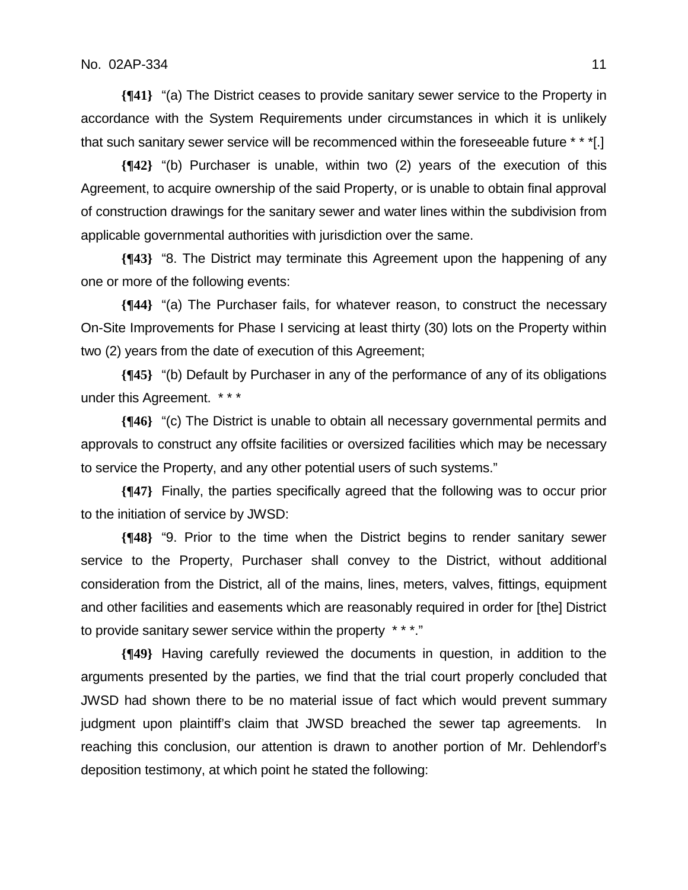**{¶41}** "(a) The District ceases to provide sanitary sewer service to the Property in accordance with the System Requirements under circumstances in which it is unlikely that such sanitary sewer service will be recommenced within the foreseeable future * * *[.]

**{¶42}** "(b) Purchaser is unable, within two (2) years of the execution of this Agreement, to acquire ownership of the said Property, or is unable to obtain final approval of construction drawings for the sanitary sewer and water lines within the subdivision from applicable governmental authorities with jurisdiction over the same.

**{¶43}** "8. The District may terminate this Agreement upon the happening of any one or more of the following events:

**{¶44}** "(a) The Purchaser fails, for whatever reason, to construct the necessary On-Site Improvements for Phase I servicing at least thirty (30) lots on the Property within two (2) years from the date of execution of this Agreement;

**{¶45}** "(b) Default by Purchaser in any of the performance of any of its obligations under this Agreement. * * *

**{¶46}** "(c) The District is unable to obtain all necessary governmental permits and approvals to construct any offsite facilities or oversized facilities which may be necessary to service the Property, and any other potential users of such systems."

**{¶47}** Finally, the parties specifically agreed that the following was to occur prior to the initiation of service by JWSD:

**{¶48}** "9. Prior to the time when the District begins to render sanitary sewer service to the Property, Purchaser shall convey to the District, without additional consideration from the District, all of the mains, lines, meters, valves, fittings, equipment and other facilities and easements which are reasonably required in order for [the] District to provide sanitary sewer service within the property * * *."

**{¶49}** Having carefully reviewed the documents in question, in addition to the arguments presented by the parties, we find that the trial court properly concluded that JWSD had shown there to be no material issue of fact which would prevent summary judgment upon plaintiff's claim that JWSD breached the sewer tap agreements. In reaching this conclusion, our attention is drawn to another portion of Mr. Dehlendorf's deposition testimony, at which point he stated the following: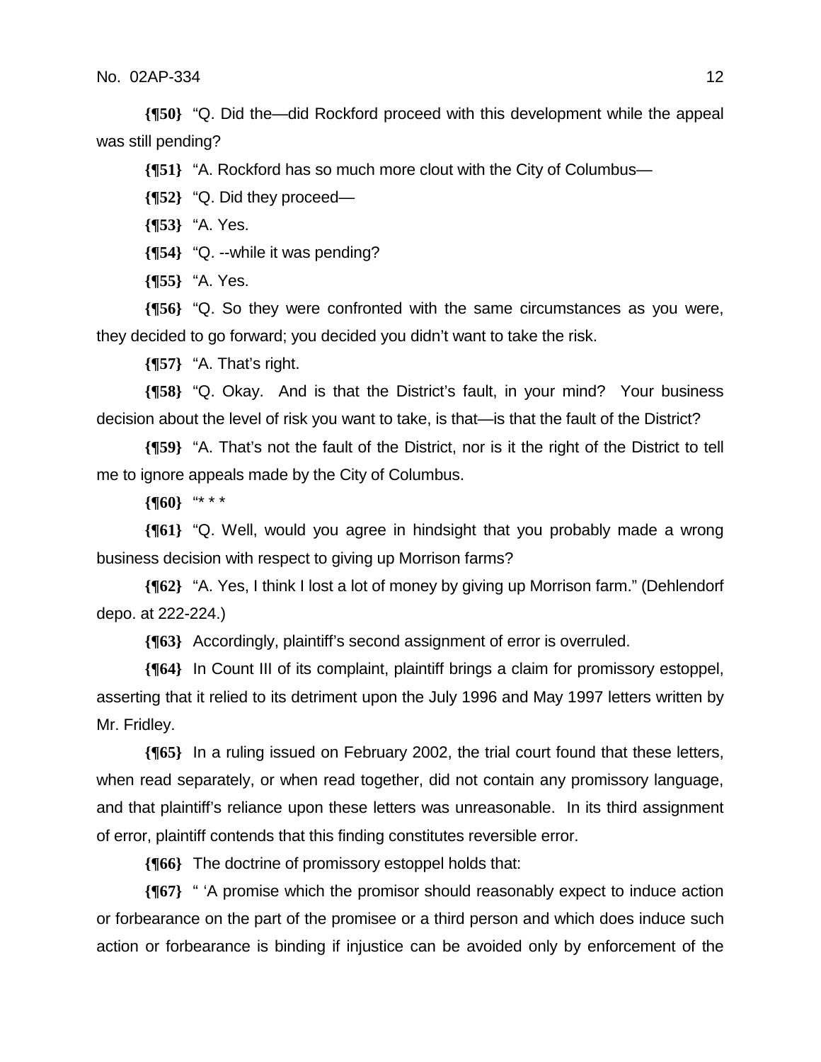**{¶50}** "Q. Did the—did Rockford proceed with this development while the appeal was still pending?

**{¶51}** "A. Rockford has so much more clout with the City of Columbus—

**{¶52}** "Q. Did they proceed—

**{¶53}** "A. Yes.

**{¶54}** "Q. --while it was pending?

**{¶55}** "A. Yes.

**{¶56}** "Q. So they were confronted with the same circumstances as you were, they decided to go forward; you decided you didn't want to take the risk.

**{¶57}** "A. That's right.

**{¶58}** "Q. Okay. And is that the District's fault, in your mind? Your business decision about the level of risk you want to take, is that—is that the fault of the District?

**{¶59}** "A. That's not the fault of the District, nor is it the right of the District to tell me to ignore appeals made by the City of Columbus.

**{¶60}** "* * *

**{¶61}** "Q. Well, would you agree in hindsight that you probably made a wrong business decision with respect to giving up Morrison farms?

**{¶62}** "A. Yes, I think I lost a lot of money by giving up Morrison farm." (Dehlendorf depo. at 222-224.)

**{¶63}** Accordingly, plaintiff's second assignment of error is overruled.

**{¶64}** In Count III of its complaint, plaintiff brings a claim for promissory estoppel, asserting that it relied to its detriment upon the July 1996 and May 1997 letters written by Mr. Fridley.

**{¶65}** In a ruling issued on February 2002, the trial court found that these letters, when read separately, or when read together, did not contain any promissory language, and that plaintiff's reliance upon these letters was unreasonable. In its third assignment of error, plaintiff contends that this finding constitutes reversible error.

**{¶66}** The doctrine of promissory estoppel holds that:

**{¶67}** " 'A promise which the promisor should reasonably expect to induce action or forbearance on the part of the promisee or a third person and which does induce such action or forbearance is binding if injustice can be avoided only by enforcement of the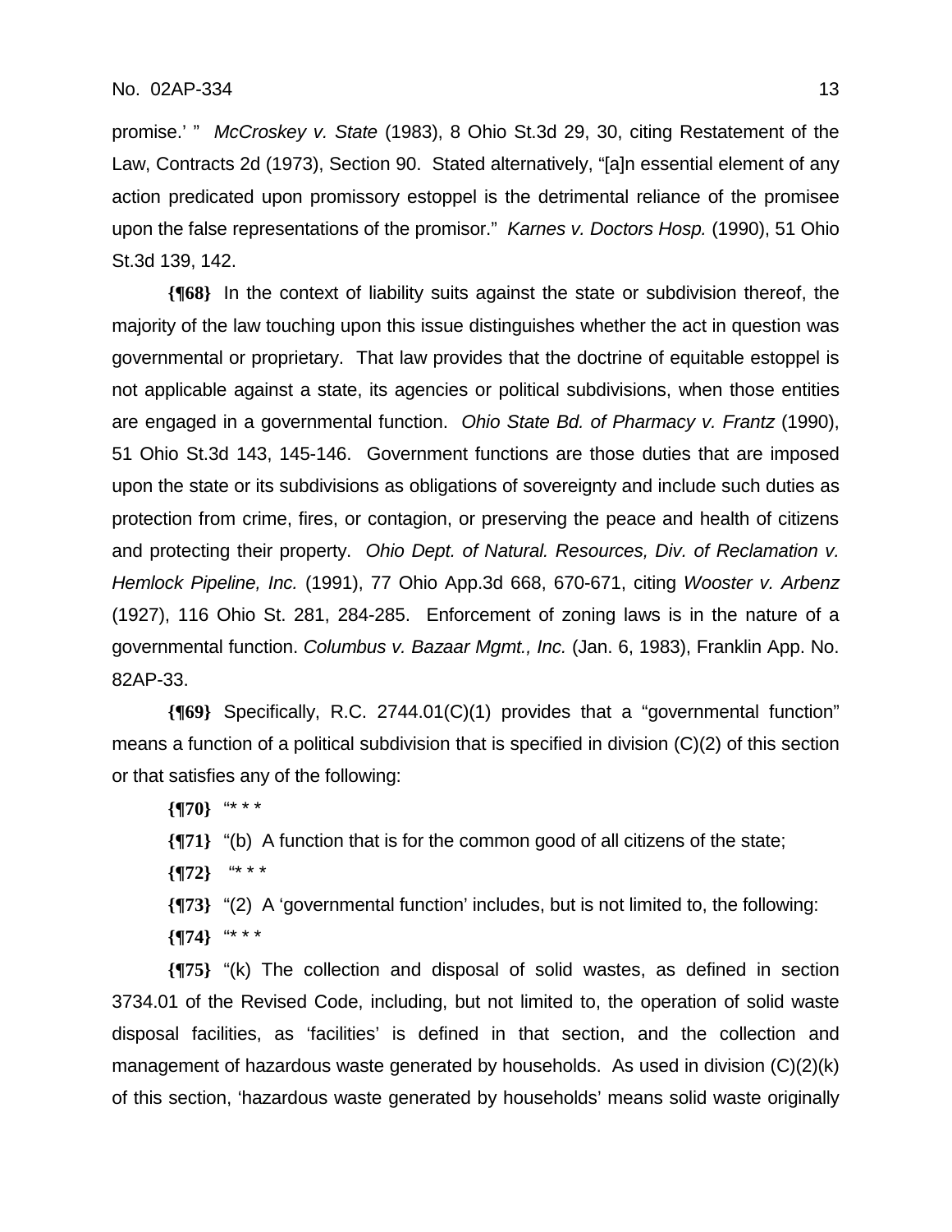promise.' " *McCroskey v. State* (1983), 8 Ohio St.3d 29, 30, citing Restatement of the Law, Contracts 2d (1973), Section 90. Stated alternatively, "[a]n essential element of any action predicated upon promissory estoppel is the detrimental reliance of the promisee upon the false representations of the promisor." *Karnes v. Doctors Hosp.* (1990), 51 Ohio St.3d 139, 142.

**{¶68}** In the context of liability suits against the state or subdivision thereof, the majority of the law touching upon this issue distinguishes whether the act in question was governmental or proprietary. That law provides that the doctrine of equitable estoppel is not applicable against a state, its agencies or political subdivisions, when those entities are engaged in a governmental function. *Ohio State Bd. of Pharmacy v. Frantz* (1990), 51 Ohio St.3d 143, 145-146. Government functions are those duties that are imposed upon the state or its subdivisions as obligations of sovereignty and include such duties as protection from crime, fires, or contagion, or preserving the peace and health of citizens and protecting their property. *Ohio Dept. of Natural. Resources, Div. of Reclamation v. Hemlock Pipeline, Inc.* (1991), 77 Ohio App.3d 668, 670-671, citing *Wooster v. Arbenz* (1927), 116 Ohio St. 281, 284-285. Enforcement of zoning laws is in the nature of a governmental function. *Columbus v. Bazaar Mgmt., Inc.* (Jan. 6, 1983), Franklin App. No. 82AP-33.

**{¶69}** Specifically, R.C. 2744.01(C)(1) provides that a "governmental function" means a function of a political subdivision that is specified in division (C)(2) of this section or that satisfies any of the following:

**{¶70}** "* * *

**{¶71}** "(b) A function that is for the common good of all citizens of the state;

**{¶72}** "* * *

**{¶73}** "(2) A 'governmental function' includes, but is not limited to, the following:

**{¶74}** "* * *

**{¶75}** "(k) The collection and disposal of solid wastes, as defined in section 3734.01 of the Revised Code, including, but not limited to, the operation of solid waste disposal facilities, as 'facilities' is defined in that section, and the collection and management of hazardous waste generated by households. As used in division (C)(2)(k) of this section, 'hazardous waste generated by households' means solid waste originally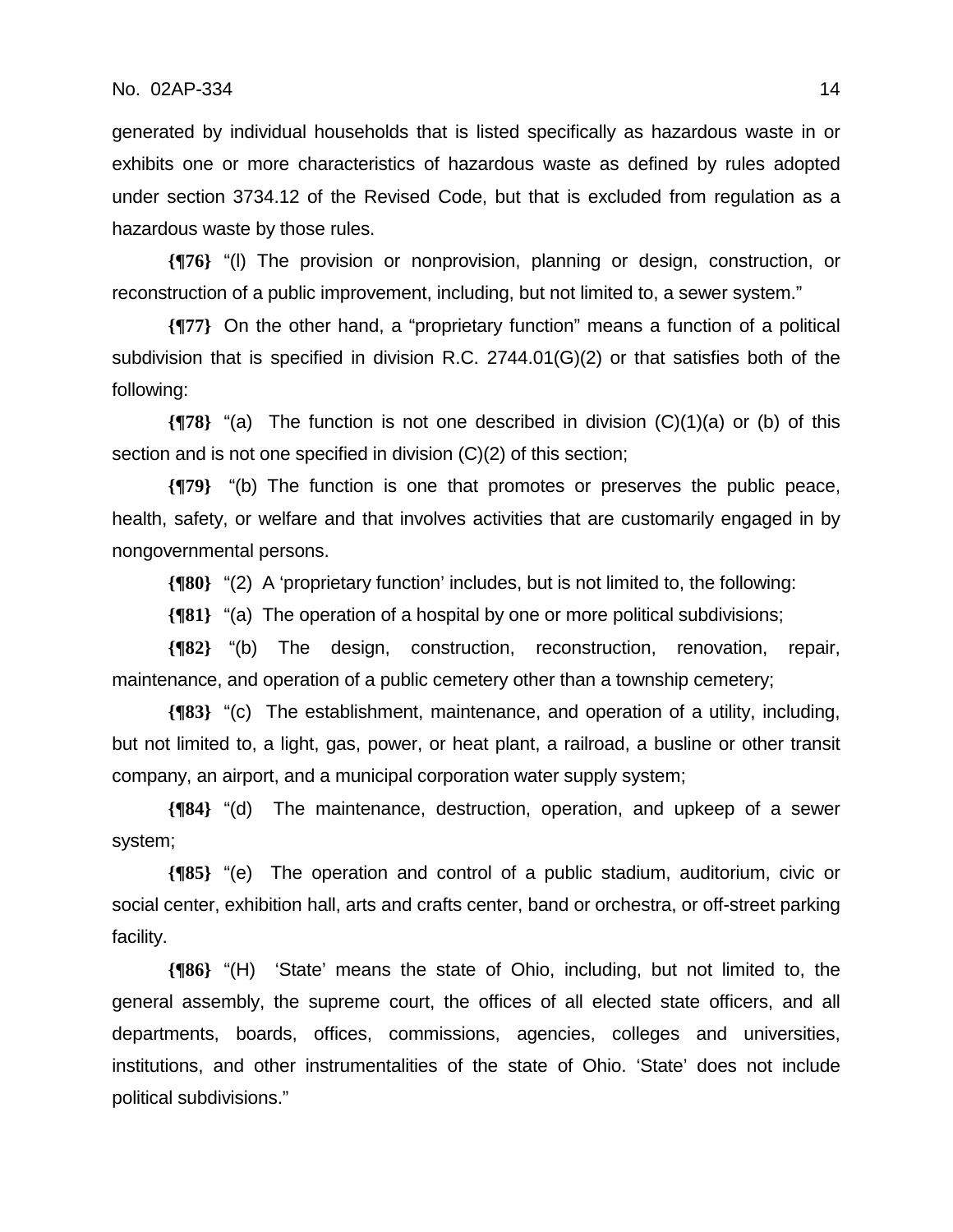generated by individual households that is listed specifically as hazardous waste in or exhibits one or more characteristics of hazardous waste as defined by rules adopted under section 3734.12 of the Revised Code, but that is excluded from regulation as a hazardous waste by those rules.

**{¶76}** "(l) The provision or nonprovision, planning or design, construction, or reconstruction of a public improvement, including, but not limited to, a sewer system."

**{¶77}** On the other hand, a "proprietary function" means a function of a political subdivision that is specified in division R.C. 2744.01(G)(2) or that satisfies both of the following:

**{¶78}** "(a) The function is not one described in division (C)(1)(a) or (b) of this section and is not one specified in division (C)(2) of this section;

**{¶79}** "(b) The function is one that promotes or preserves the public peace, health, safety, or welfare and that involves activities that are customarily engaged in by nongovernmental persons.

**{¶80}** "(2) A 'proprietary function' includes, but is not limited to, the following:

**{¶81}** "(a) The operation of a hospital by one or more political subdivisions;

**{¶82}** "(b) The design, construction, reconstruction, renovation, repair, maintenance, and operation of a public cemetery other than a township cemetery;

**{¶83}** "(c) The establishment, maintenance, and operation of a utility, including, but not limited to, a light, gas, power, or heat plant, a railroad, a busline or other transit company, an airport, and a municipal corporation water supply system;

**{¶84}** "(d) The maintenance, destruction, operation, and upkeep of a sewer system;

**{¶85}** "(e) The operation and control of a public stadium, auditorium, civic or social center, exhibition hall, arts and crafts center, band or orchestra, or off-street parking facility.

**{¶86}** "(H) 'State' means the state of Ohio, including, but not limited to, the general assembly, the supreme court, the offices of all elected state officers, and all departments, boards, offices, commissions, agencies, colleges and universities, institutions, and other instrumentalities of the state of Ohio. 'State' does not include political subdivisions."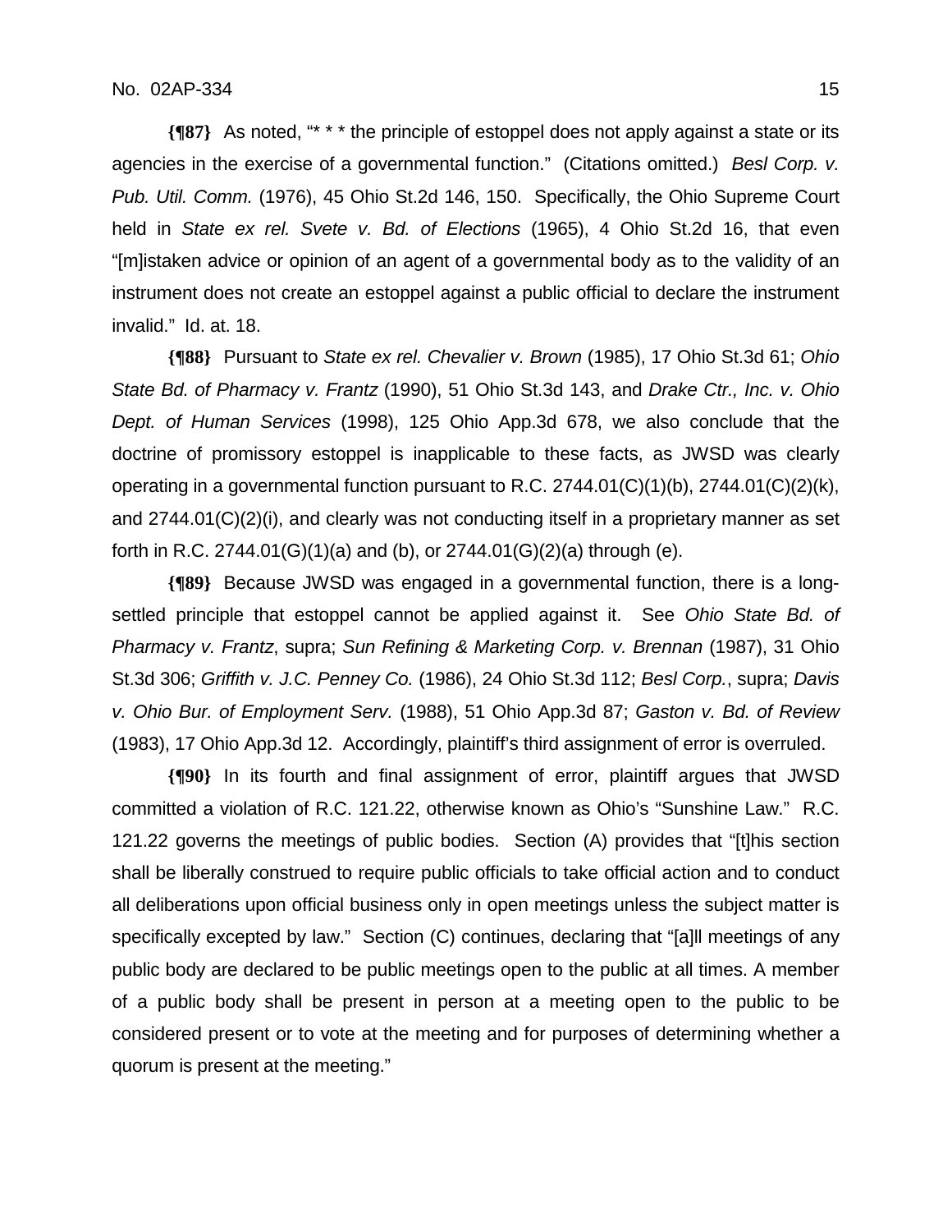**{¶87}** As noted, "* * * the principle of estoppel does not apply against a state or its agencies in the exercise of a governmental function." (Citations omitted.) *Besl Corp. v. Pub. Util. Comm.* (1976), 45 Ohio St.2d 146, 150. Specifically, the Ohio Supreme Court held in *State ex rel. Svete v. Bd. of Elections* (1965), 4 Ohio St.2d 16, that even "[m]istaken advice or opinion of an agent of a governmental body as to the validity of an instrument does not create an estoppel against a public official to declare the instrument invalid." Id. at. 18.

**{¶88}** Pursuant to *State ex rel. Chevalier v. Brown* (1985), 17 Ohio St.3d 61; *Ohio State Bd. of Pharmacy v. Frantz* (1990), 51 Ohio St.3d 143, and *Drake Ctr., Inc. v. Ohio Dept. of Human Services* (1998), 125 Ohio App.3d 678, we also conclude that the doctrine of promissory estoppel is inapplicable to these facts, as JWSD was clearly operating in a governmental function pursuant to R.C. 2744.01(C)(1)(b), 2744.01(C)(2)(k), and 2744.01(C)(2)(i), and clearly was not conducting itself in a proprietary manner as set forth in R.C. 2744.01(G)(1)(a) and (b), or 2744.01(G)(2)(a) through (e).

**{¶89}** Because JWSD was engaged in a governmental function, there is a long-settled principle that estoppel cannot be applied against it. See *Ohio State Bd. of Pharmacy v. Frantz*, supra; *Sun Refining & Marketing Corp. v. Brennan* (1987), 31 Ohio St.3d 306; *Griffith v. J.C. Penney Co.* (1986), 24 Ohio St.3d 112; *Besl Corp.*, supra; *Davis v. Ohio Bur. of Employment Serv.* (1988), 51 Ohio App.3d 87; *Gaston v. Bd. of Review* (1983), 17 Ohio App.3d 12. Accordingly, plaintiff's third assignment of error is overruled.

**{¶90}** In its fourth and final assignment of error, plaintiff argues that JWSD committed a violation of R.C. 121.22, otherwise known as Ohio's "Sunshine Law." R.C. 121.22 governs the meetings of public bodies. Section (A) provides that "[t]his section shall be liberally construed to require public officials to take official action and to conduct all deliberations upon official business only in open meetings unless the subject matter is specifically excepted by law." Section (C) continues, declaring that "[a]ll meetings of any public body are declared to be public meetings open to the public at all times. A member of a public body shall be present in person at a meeting open to the public to be considered present or to vote at the meeting and for purposes of determining whether a quorum is present at the meeting."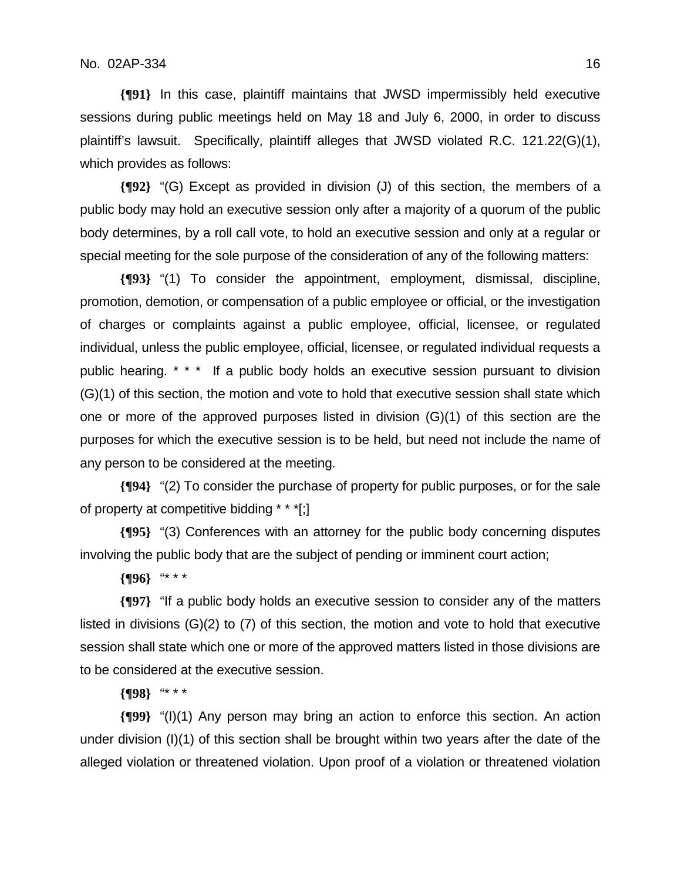**{¶91}** In this case, plaintiff maintains that JWSD impermissibly held executive sessions during public meetings held on May 18 and July 6, 2000, in order to discuss plaintiff's lawsuit. Specifically, plaintiff alleges that JWSD violated R.C. 121.22(G)(1), which provides as follows:

**{¶92}** "(G) Except as provided in division (J) of this section, the members of a public body may hold an executive session only after a majority of a quorum of the public body determines, by a roll call vote, to hold an executive session and only at a regular or special meeting for the sole purpose of the consideration of any of the following matters:

**{¶93}** "(1) To consider the appointment, employment, dismissal, discipline, promotion, demotion, or compensation of a public employee or official, or the investigation of charges or complaints against a public employee, official, licensee, or regulated individual, unless the public employee, official, licensee, or regulated individual requests a public hearing. * * * If a public body holds an executive session pursuant to division (G)(1) of this section, the motion and vote to hold that executive session shall state which one or more of the approved purposes listed in division (G)(1) of this section are the purposes for which the executive session is to be held, but need not include the name of any person to be considered at the meeting.

**{¶94}** "(2) To consider the purchase of property for public purposes, or for the sale of property at competitive bidding * * *[;]

**{¶95}** "(3) Conferences with an attorney for the public body concerning disputes involving the public body that are the subject of pending or imminent court action;

**{¶96}** "* * *

**{¶97}** "If a public body holds an executive session to consider any of the matters listed in divisions (G)(2) to (7) of this section, the motion and vote to hold that executive session shall state which one or more of the approved matters listed in those divisions are to be considered at the executive session.

**{¶98}** "* * *

**{¶99}** "(I)(1) Any person may bring an action to enforce this section. An action under division (I)(1) of this section shall be brought within two years after the date of the alleged violation or threatened violation. Upon proof of a violation or threatened violation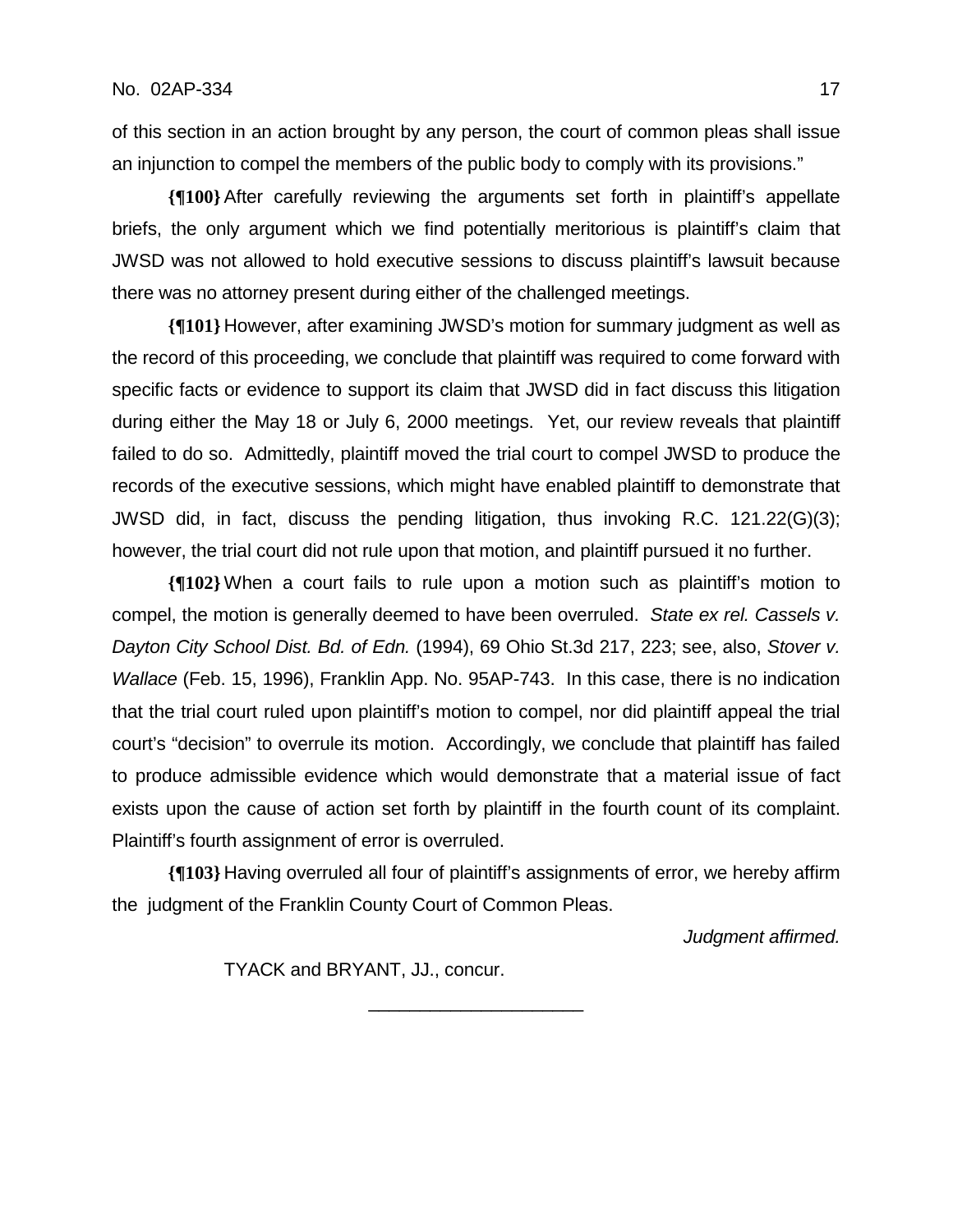of this section in an action brought by any person, the court of common pleas shall issue an injunction to compel the members of the public body to comply with its provisions."

**{¶100}** After carefully reviewing the arguments set forth in plaintiff's appellate briefs, the only argument which we find potentially meritorious is plaintiff's claim that JWSD was not allowed to hold executive sessions to discuss plaintiff's lawsuit because there was no attorney present during either of the challenged meetings.

**{¶101}** However, after examining JWSD's motion for summary judgment as well as the record of this proceeding, we conclude that plaintiff was required to come forward with specific facts or evidence to support its claim that JWSD did in fact discuss this litigation during either the May 18 or July 6, 2000 meetings. Yet, our review reveals that plaintiff failed to do so. Admittedly, plaintiff moved the trial court to compel JWSD to produce the records of the executive sessions, which might have enabled plaintiff to demonstrate that JWSD did, in fact, discuss the pending litigation, thus invoking R.C. 121.22(G)(3); however, the trial court did not rule upon that motion, and plaintiff pursued it no further.

**{¶102}** When a court fails to rule upon a motion such as plaintiff's motion to compel, the motion is generally deemed to have been overruled. *State ex rel. Cassels v. Dayton City School Dist. Bd. of Edn.* (1994), 69 Ohio St.3d 217, 223; see, also, *Stover v. Wallace* (Feb. 15, 1996), Franklin App. No. 95AP-743. In this case, there is no indication that the trial court ruled upon plaintiff's motion to compel, nor did plaintiff appeal the trial court's "decision" to overrule its motion. Accordingly, we conclude that plaintiff has failed to produce admissible evidence which would demonstrate that a material issue of fact exists upon the cause of action set forth by plaintiff in the fourth count of its complaint. Plaintiff's fourth assignment of error is overruled.

**{¶103}** Having overruled all four of plaintiff's assignments of error, we hereby affirm the judgment of the Franklin County Court of Common Pleas.

*Judgment affirmed.*

TYACK and BRYANT, JJ., concur.

\_\_\_\_\_\_\_\_\_\_\_\_\_\_\_\_\_\_\_\_\_\_